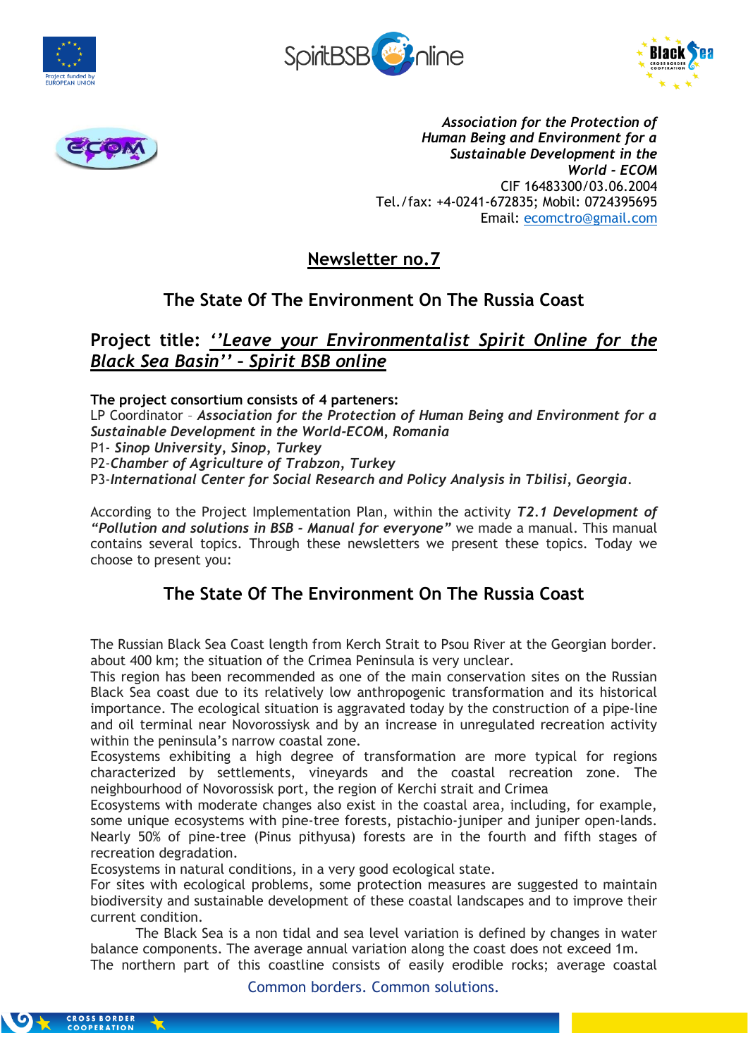*Association for the Protection of Human Being and Environment for a Sustainable Development in the World - ECOM*
CIF 16483300/03.06.2004
Tel./fax: +4-0241-672835; Mobil: 0724395695
Email: ecomctro@gmail.com

# Newsletter no.7

## The State Of The Environment On The Russia Coast

## Project title: *''Leave your Environmentalist Spirit Online for the Black Sea Basin'' - Spirit BSB online*

**The project consortium consists of 4 parteners:**
LP Coordinator – ***Association for the Protection of Human Being and Environment for a Sustainable Development in the World-ECOM, Romania***
P1- ***Sinop University, Sinop, Turkey***
P2-***Chamber of Agriculture of Trabzon, Turkey***
P3-***International Center for Social Research and Policy Analysis in Tbilisi, Georgia***.

According to the Project Implementation Plan, within the activity ***T2.1 Development of "Pollution and solutions in BSB - Manual for everyone"*** we made a manual. This manual contains several topics. Through these newsletters we present these topics. Today we choose to present you:

## The State Of The Environment On The Russia Coast

The Russian Black Sea Coast length from Kerch Strait to Psou River at the Georgian border. about 400 km; the situation of the Crimea Peninsula is very unclear.
This region has been recommended as one of the main conservation sites on the Russian Black Sea coast due to its relatively low anthropogenic transformation and its historical importance. The ecological situation is aggravated today by the construction of a pipe-line and oil terminal near Novorossiysk and by an increase in unregulated recreation activity within the peninsula's narrow coastal zone.
Ecosystems exhibiting a high degree of transformation are more typical for regions characterized by settlements, vineyards and the coastal recreation zone. The neighbourhood of Novorossick port, the region of Kerchi strait and Crimea
Ecosystems with moderate changes also exist in the coastal area, including, for example, some unique ecosystems with pine-tree forests, pistachio-juniper and juniper open-lands. Nearly 50% of pine-tree (Pinus pithyusa) forests are in the fourth and fifth stages of recreation degradation.
Ecosystems in natural conditions, in a very good ecological state.
For sites with ecological problems, some protection measures are suggested to maintain biodiversity and sustainable development of these coastal landscapes and to improve their current condition.
The Black Sea is a non tidal and sea level variation is defined by changes in water balance components. The average annual variation along the coast does not exceed 1m.
The northern part of this coastline consists of easily erodible rocks; average coastal

Common borders. Common solutions.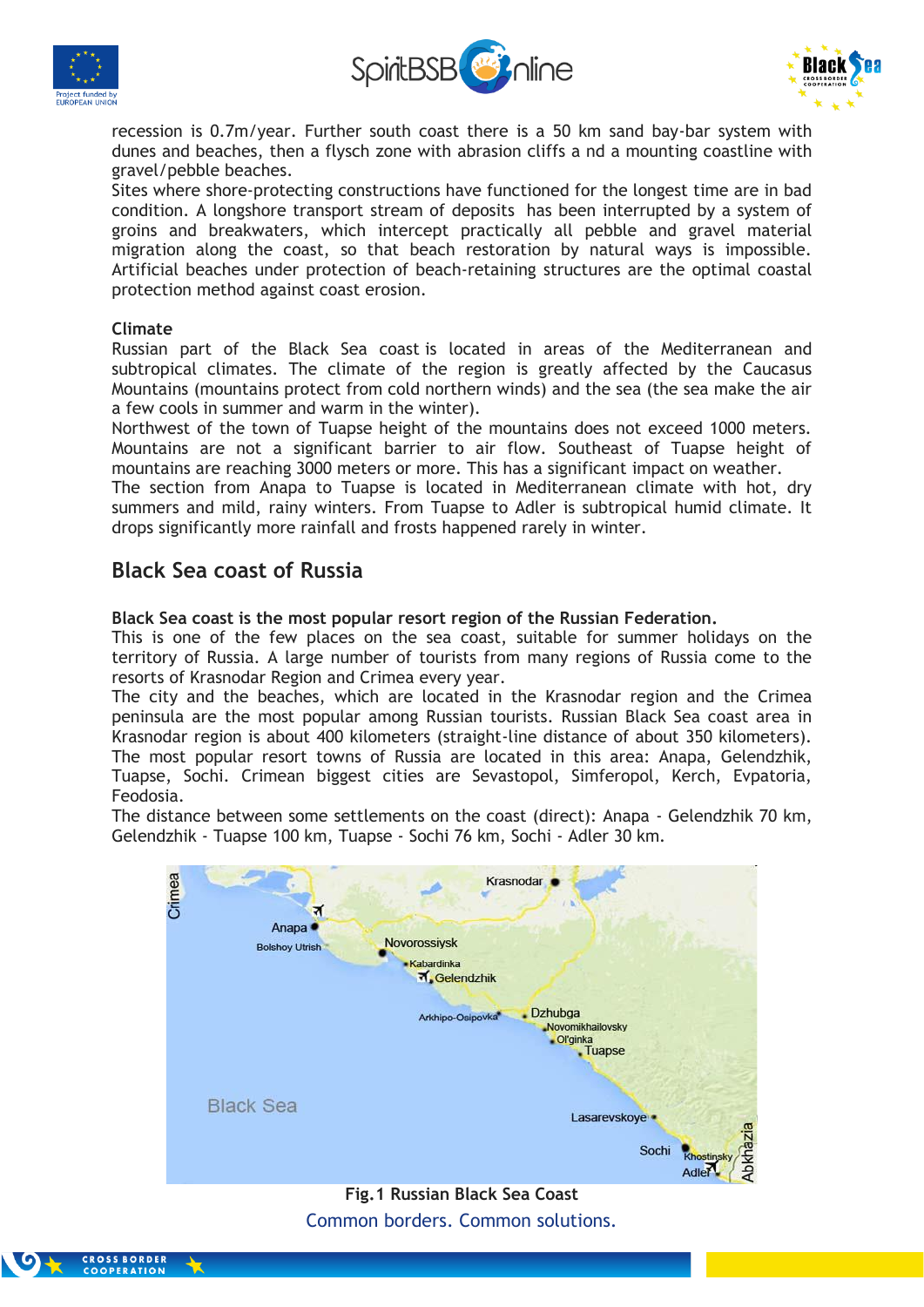recession is 0.7m/year. Further south coast there is a 50 km sand bay-bar system with dunes and beaches, then a flysch zone with abrasion cliffs a nd a mounting coastline with gravel/pebble beaches.

Sites where shore-protecting constructions have functioned for the longest time are in bad condition. A longshore transport stream of deposits has been interrupted by a system of groins and breakwaters, which intercept practically all pebble and gravel material migration along the coast, so that beach restoration by natural ways is impossible. Artificial beaches under protection of beach-retaining structures are the optimal coastal protection method against coast erosion.

**Climate**

Russian part of the Black Sea coast is located in areas of the Mediterranean and subtropical climates. The climate of the region is greatly affected by the Caucasus Mountains (mountains protect from cold northern winds) and the sea (the sea make the air a few cools in summer and warm in the winter).

Northwest of the town of Tuapse height of the mountains does not exceed 1000 meters. Mountains are not a significant barrier to air flow. Southeast of Tuapse height of mountains are reaching 3000 meters or more. This has a significant impact on weather.

The section from Anapa to Tuapse is located in Mediterranean climate with hot, dry summers and mild, rainy winters. From Tuapse to Adler is subtropical humid climate. It drops significantly more rainfall and frosts happened rarely in winter.

## Black Sea coast of Russia

**Black Sea coast is the most popular resort region of the Russian Federation.**

This is one of the few places on the sea coast, suitable for summer holidays on the territory of Russia. A large number of tourists from many regions of Russia come to the resorts of Krasnodar Region and Crimea every year.

The city and the beaches, which are located in the Krasnodar region and the Crimea peninsula are the most popular among Russian tourists. Russian Black Sea coast area in Krasnodar region is about 400 kilometers (straight-line distance of about 350 kilometers). The most popular resort towns of Russia are located in this area: Anapa, Gelendzhik, Tuapse, Sochi. Crimean biggest cities are Sevastopol, Simferopol, Kerch, Evpatoria, Feodosia.

The distance between some settlements on the coast (direct): Anapa - Gelendzhik 70 km, Gelendzhik - Tuapse 100 km, Tuapse - Sochi 76 km, Sochi - Adler 30 km.

**Fig.1 Russian Black Sea Coast**

Common borders. Common solutions.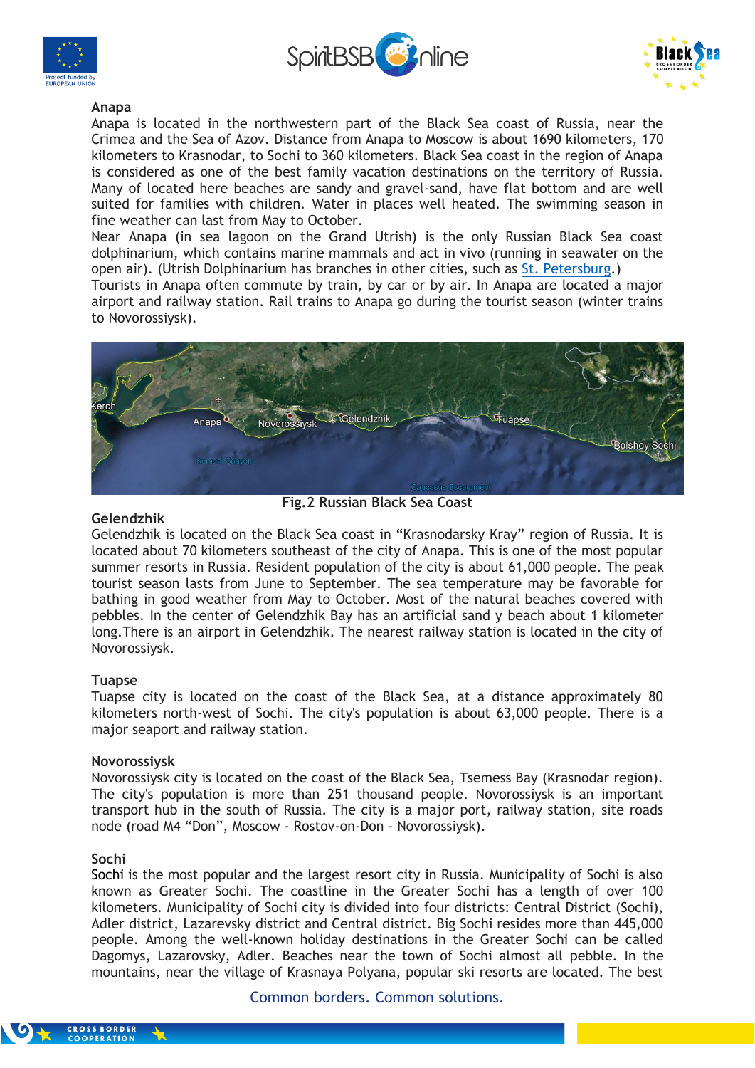**Anapa**

Anapa is located in the northwestern part of the Black Sea coast of Russia, near the Crimea and the Sea of Azov. Distance from Anapa to Moscow is about 1690 kilometers, 170 kilometers to Krasnodar, to Sochi to 360 kilometers. Black Sea coast in the region of Anapa is considered as one of the best family vacation destinations on the territory of Russia. Many of located here beaches are sandy and gravel-sand, have flat bottom and are well suited for families with children. Water in places well heated. The swimming season in fine weather can last from May to October.

Near Anapa (in sea lagoon on the Grand Utrish) is the only Russian Black Sea coast dolphinarium, which contains marine mammals and act in vivo (running in seawater on the open air). (Utrish Dolphinarium has branches in other cities, such as St. Petersburg.)

Tourists in Anapa often commute by train, by car or by air. In Anapa are located a major airport and railway station. Rail trains to Anapa go during the tourist season (winter trains to Novorossiysk).

Fig.2 Russian Black Sea Coast

**Gelendzhik**

Gelendzhik is located on the Black Sea coast in "Krasnodarsky Kray" region of Russia. It is located about 70 kilometers southeast of the city of Anapa. This is one of the most popular summer resorts in Russia. Resident population of the city is about 61,000 people. The peak tourist season lasts from June to September. The sea temperature may be favorable for bathing in good weather from May to October. Most of the natural beaches covered with pebbles. In the center of Gelendzhik Bay has an artificial sand y beach about 1 kilometer long.There is an airport in Gelendzhik. The nearest railway station is located in the city of Novorossiysk.

**Tuapse**

Tuapse city is located on the coast of the Black Sea, at a distance approximately 80 kilometers north-west of Sochi. The city's population is about 63,000 people. There is a major seaport and railway station.

**Novorossiysk**

Novorossiysk city is located on the coast of the Black Sea, Tsemess Bay (Krasnodar region). The city's population is more than 251 thousand people. Novorossiysk is an important transport hub in the south of Russia. The city is a major port, railway station, site roads node (road M4 "Don", Moscow - Rostov-on-Don - Novorossiysk).

**Sochi**

Sochi is the most popular and the largest resort city in Russia. Municipality of Sochi is also known as Greater Sochi. The coastline in the Greater Sochi has a length of over 100 kilometers. Municipality of Sochi city is divided into four districts: Central District (Sochi), Adler district, Lazarevsky district and Central district. Big Sochi resides more than 445,000 people. Among the well-known holiday destinations in the Greater Sochi can be called Dagomys, Lazorovsky, Adler. Beaches near the town of Sochi almost all pebble. In the mountains, near the village of Krasnaya Polyana, popular ski resorts are located. The best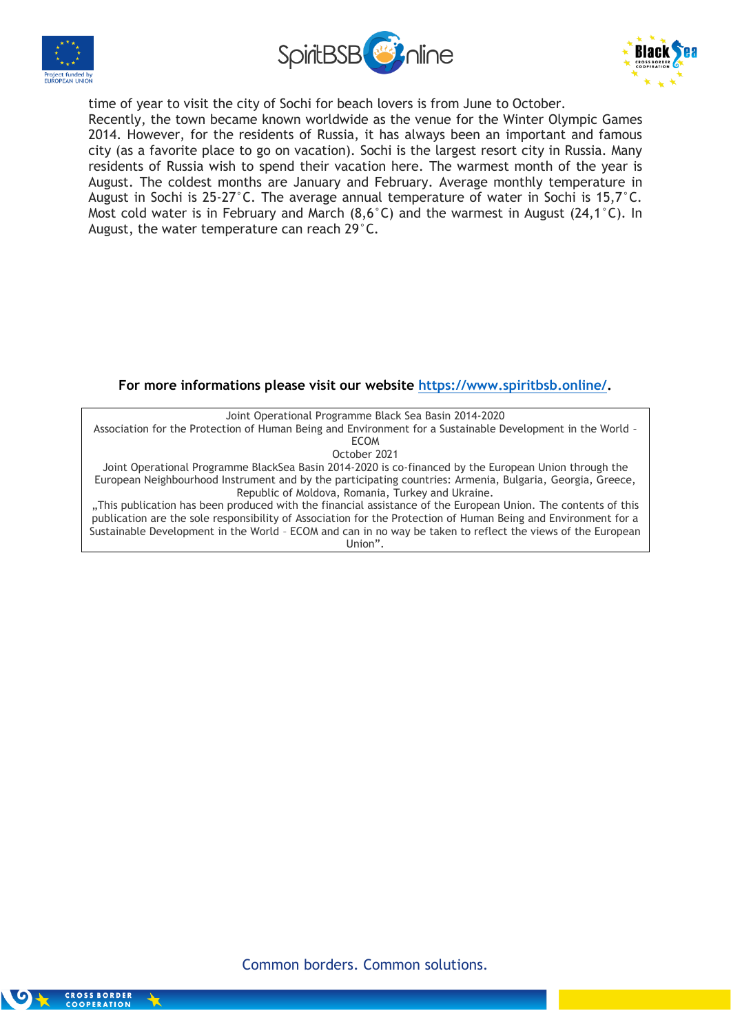time of year to visit the city of Sochi for beach lovers is from June to October.
Recently, the town became known worldwide as the venue for the Winter Olympic Games 2014. However, for the residents of Russia, it has always been an important and famous city (as a favorite place to go on vacation). Sochi is the largest resort city in Russia. Many residents of Russia wish to spend their vacation here. The warmest month of the year is August. The coldest months are January and February. Average monthly temperature in August in Sochi is 25-27˚C. The average annual temperature of water in Sochi is 15,7˚C. Most cold water is in February and March (8,6˚C) and the warmest in August (24,1˚C). In August, the water temperature can reach 29˚C.

**For more informations please visit our website [https://www.spiritbsb.online/](https://www.spiritbsb.online/).**

Joint Operational Programme Black Sea Basin 2014-2020
Association for the Protection of Human Being and Environment for a Sustainable Development in the World – ECOM
October 2021
Joint Operational Programme BlackSea Basin 2014-2020 is co-financed by the European Union through the European Neighbourhood Instrument and by the participating countries: Armenia, Bulgaria, Georgia, Greece, Republic of Moldova, Romania, Turkey and Ukraine.
„This publication has been produced with the financial assistance of the European Union. The contents of this publication are the sole responsibility of Association for the Protection of Human Being and Environment for a Sustainable Development in the World – ECOM and can in no way be taken to reflect the views of the European Union".

Common borders. Common solutions.